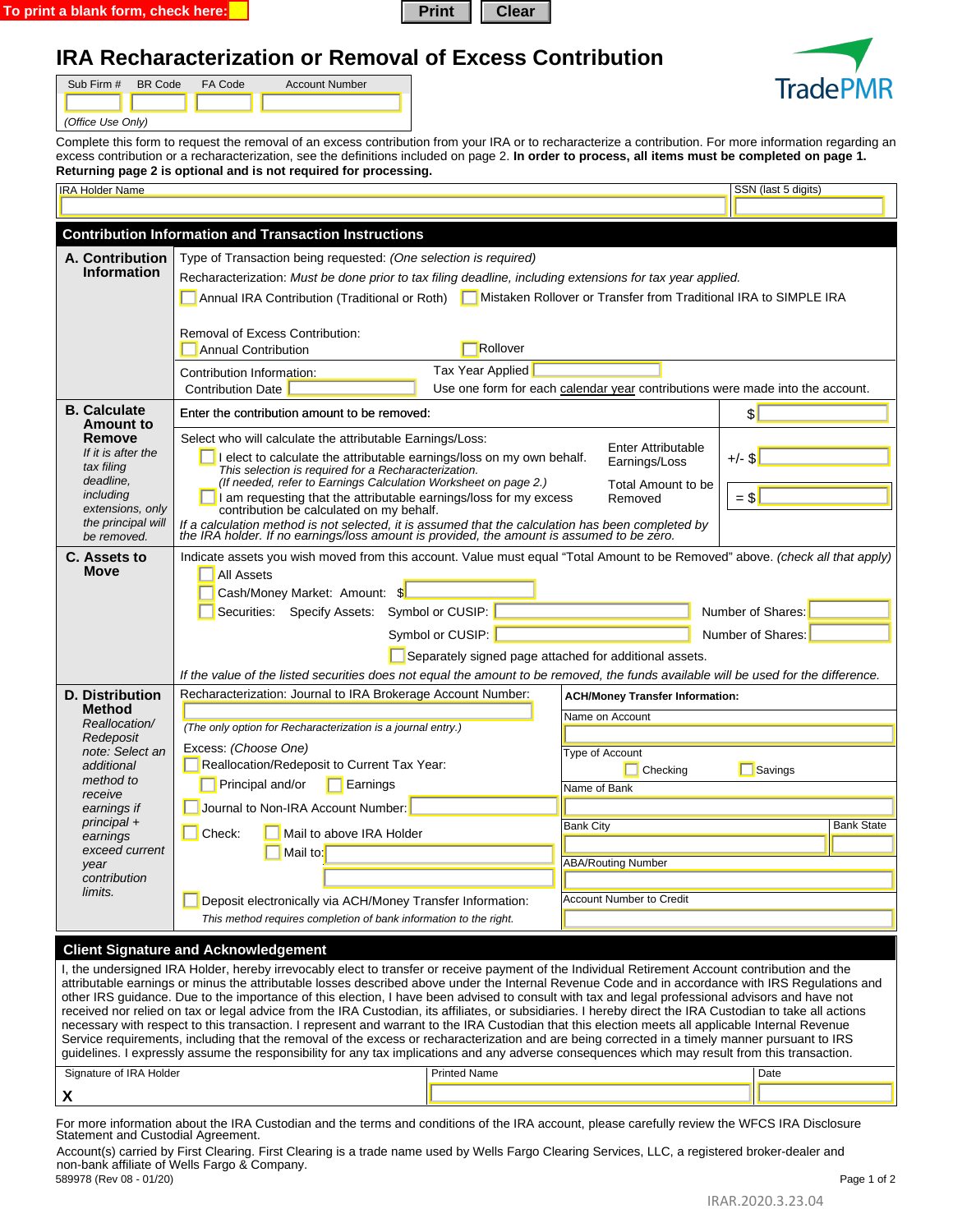To print a blank form, check here: ☐ Print Clear

# IRA Recharacterization or Removal of Excess Contribution

TradePMR

| Sub Firm # | BR Code | FA Code | Account Number |
|---|---|---|---|
| | | | |

*(Office Use Only)*

Complete this form to request the removal of an excess contribution from your IRA or to recharacterize a contribution. For more information regarding an excess contribution or a recharacterization, see the definitions included on page 2. **In order to process, all items must be completed on page 1. Returning page 2 is optional and is not required for processing.**

| IRA Holder Name | SSN (last 5 digits) |
|---|---|
| | |

## Contribution Information and Transaction Instructions

### A. Contribution Information

Type of Transaction being requested: *(One selection is required)*

Recharacterization: *Must be done prior to tax filing deadline, including extensions for tax year applied.*

☐ Annual IRA Contribution (Traditional or Roth) ☐ Mistaken Rollover or Transfer from Traditional IRA to SIMPLE IRA

Removal of Excess Contribution:

☐ Annual Contribution ☐ Rollover

Contribution Information: Tax Year Applied ________

Contribution Date ________ Use one form for each calendar year contributions were made into the account.

### B. Calculate Amount to Remove

*If it is after the tax filing deadline, including extensions, only the principal will be removed.*

Enter the contribution amount to be removed: $ ________

Select who will calculate the attributable Earnings/Loss:

☐ I elect to calculate the attributable earnings/loss on my own behalf. *This selection is required for a Recharacterization. (If needed, refer to Earnings Calculation Worksheet on page 2.)*

☐ I am requesting that the attributable earnings/loss for my excess contribution be calculated on my behalf.

Enter Attributable Earnings/Loss +/- $ ________

Total Amount to be Removed = $ ________

*If a calculation method is not selected, it is assumed that the calculation has been completed by the IRA holder. If no earnings/loss amount is provided, the amount is assumed to be zero.*

### C. Assets to Move

Indicate assets you wish moved from this account. Value must equal "Total Amount to be Removed" above. *(check all that apply)*

☐ All Assets

☐ Cash/Money Market: Amount: $ ________

☐ Securities: Specify Assets: Symbol or CUSIP: ________ Number of Shares: ________

Symbol or CUSIP: ________ Number of Shares: ________

☐ Separately signed page attached for additional assets.

*If the value of the listed securities does not equal the amount to be removed, the funds available will be used for the difference.*

### D. Distribution Method

*Reallocation/ Redeposit note: Select an additional method to receive earnings if principal + earnings exceed current year contribution limits.*

Recharacterization: Journal to IRA Brokerage Account Number: ________

*(The only option for Recharacterization is a journal entry.)*

Excess: *(Choose One)*

☐ Reallocation/Redeposit to Current Tax Year:

☐ Principal and/or ☐ Earnings

☐ Journal to Non-IRA Account Number: ________

☐ Check: ☐ Mail to above IRA Holder

☐ Mail to: ________

☐ Deposit electronically via ACH/Money Transfer Information:

*This method requires completion of bank information to the right.*

**ACH/Money Transfer Information:**

Name on Account ________

Type of Account ☐ Checking ☐ Savings

Name of Bank ________

| Bank City | Bank State |
|---|---|
| | |

ABA/Routing Number ________

Account Number to Credit ________

## Client Signature and Acknowledgement

I, the undersigned IRA Holder, hereby irrevocably elect to transfer or receive payment of the Individual Retirement Account contribution and the attributable earnings or minus the attributable losses described above under the Internal Revenue Code and in accordance with IRS Regulations and other IRS guidance. Due to the importance of this election, I have been advised to consult with tax and legal professional advisors and have not received nor relied on tax or legal advice from the IRA Custodian, its affiliates, or subsidiaries. I hereby direct the IRA Custodian to take all actions necessary with respect to this transaction. I represent and warrant to the IRA Custodian that this election meets all applicable Internal Revenue Service requirements, including that the removal of the excess or recharacterization and are being corrected in a timely manner pursuant to IRS guidelines. I expressly assume the responsibility for any tax implications and any adverse consequences which may result from this transaction.

| Signature of IRA Holder | Printed Name | Date |
|---|---|---|
| X | | |

For more information about the IRA Custodian and the terms and conditions of the IRA account, please carefully review the WFCS IRA Disclosure Statement and Custodial Agreement.

Account(s) carried by First Clearing. First Clearing is a trade name used by Wells Fargo Clearing Services, LLC, a registered broker-dealer and non-bank affiliate of Wells Fargo & Company.

589978 (Rev 08 - 01/20)

IRAR.2020.3.23.04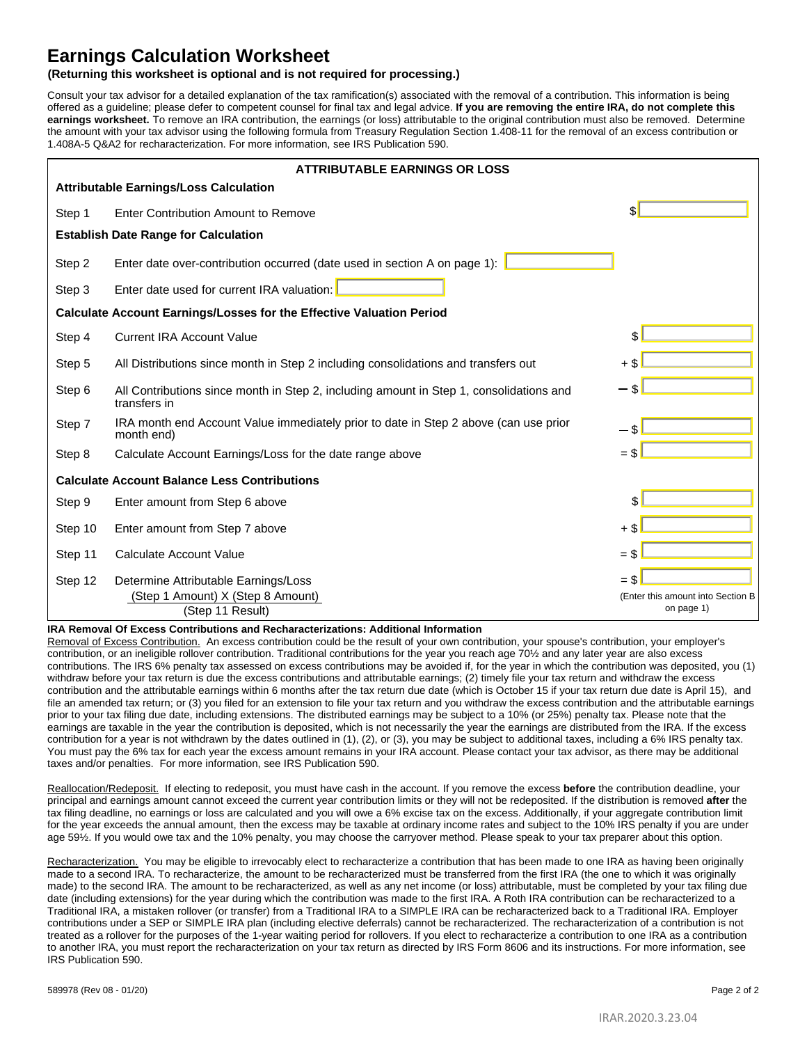# Earnings Calculation Worksheet

**(Returning this worksheet is optional and is not required for processing.)**

Consult your tax advisor for a detailed explanation of the tax ramification(s) associated with the removal of a contribution. This information is being offered as a guideline; please defer to competent counsel for final tax and legal advice. **If you are removing the entire IRA, do not complete this earnings worksheet.** To remove an IRA contribution, the earnings (or loss) attributable to the original contribution must also be removed. Determine the amount with your tax advisor using the following formula from Treasury Regulation Section 1.408-11 for the removal of an excess contribution or 1.408A-5 Q&A2 for recharacterization. For more information, see IRS Publication 590.

## ATTRIBUTABLE EARNINGS OR LOSS

**Attributable Earnings/Loss Calculation**

| | | |
|---|---|---|
| Step 1 | Enter Contribution Amount to Remove | $ |

**Establish Date Range for Calculation**

| | | |
|---|---|---|
| Step 2 | Enter date over-contribution occurred (date used in section A on page 1): | |
| Step 3 | Enter date used for current IRA valuation: | |

**Calculate Account Earnings/Losses for the Effective Valuation Period**

| | | |
|---|---|---|
| Step 4 | Current IRA Account Value | $ |
| Step 5 | All Distributions since month in Step 2 including consolidations and transfers out | + $ |
| Step 6 | All Contributions since month in Step 2, including amount in Step 1, consolidations and transfers in | − $ |
| Step 7 | IRA month end Account Value immediately prior to date in Step 2 above (can use prior month end) | − $ |
| Step 8 | Calculate Account Earnings/Loss for the date range above | = $ |

**Calculate Account Balance Less Contributions**

| | | |
|---|---|---|
| Step 9 | Enter amount from Step 6 above | $ |
| Step 10 | Enter amount from Step 7 above | + $ |
| Step 11 | Calculate Account Value | = $ |
| Step 12 | Determine Attributable Earnings/Loss | = $ |

$$\frac{\text{(Step 1 Amount)} \times \text{(Step 8 Amount)}}{\text{(Step 11 Result)}}$$

(Enter this amount into Section B on page 1)

**IRA Removal Of Excess Contributions and Recharacterizations: Additional Information**

Removal of Excess Contribution. An excess contribution could be the result of your own contribution, your spouse's contribution, your employer's contribution, or an ineligible rollover contribution. Traditional contributions for the year you reach age 70½ and any later year are also excess contributions. The IRS 6% penalty tax assessed on excess contributions may be avoided if, for the year in which the contribution was deposited, you (1) withdraw before your tax return is due the excess contributions and attributable earnings; (2) timely file your tax return and withdraw the excess contribution and the attributable earnings within 6 months after the tax return due date (which is October 15 if your tax return due date is April 15), and file an amended tax return; or (3) you filed for an extension to file your tax return and you withdraw the excess contribution and the attributable earnings prior to your tax filing due date, including extensions. The distributed earnings may be subject to a 10% (or 25%) penalty tax. Please note that the earnings are taxable in the year the contribution is deposited, which is not necessarily the year the earnings are distributed from the IRA. If the excess contribution for a year is not withdrawn by the dates outlined in (1), (2), or (3), you may be subject to additional taxes, including a 6% IRS penalty tax. You must pay the 6% tax for each year the excess amount remains in your IRA account. Please contact your tax advisor, as there may be additional taxes and/or penalties. For more information, see IRS Publication 590.

Reallocation/Redeposit. If electing to redeposit, you must have cash in the account. If you remove the excess **before** the contribution deadline, your principal and earnings amount cannot exceed the current year contribution limits or they will not be redeposited. If the distribution is removed **after** the tax filing deadline, no earnings or loss are calculated and you will owe a 6% excise tax on the excess. Additionally, if your aggregate contribution limit for the year exceeds the annual amount, then the excess may be taxable at ordinary income rates and subject to the 10% IRS penalty if you are under age 59½. If you would owe tax and the 10% penalty, you may choose the carryover method. Please speak to your tax preparer about this option.

Recharacterization. You may be eligible to irrevocably elect to recharacterize a contribution that has been made to one IRA as having been originally made to a second IRA. To recharacterize, the amount to be recharacterized must be transferred from the first IRA (the one to which it was originally made) to the second IRA. The amount to be recharacterized, as well as any net income (or loss) attributable, must be completed by your tax filing due date (including extensions) for the year during which the contribution was made to the first IRA. A Roth IRA contribution can be recharacterized to a Traditional IRA, a mistaken rollover (or transfer) from a Traditional IRA to a SIMPLE IRA can be recharacterized back to a Traditional IRA. Employer contributions under a SEP or SIMPLE IRA plan (including elective deferrals) cannot be recharacterized. The recharacterization of a contribution is not treated as a rollover for the purposes of the 1-year waiting period for rollovers. If you elect to recharacterize a contribution to one IRA as a contribution to another IRA, you must report the recharacterization on your tax return as directed by IRS Form 8606 and its instructions. For more information, see IRS Publication 590.

589978 (Rev 08 - 01/20)

IRAR.2020.3.23.04